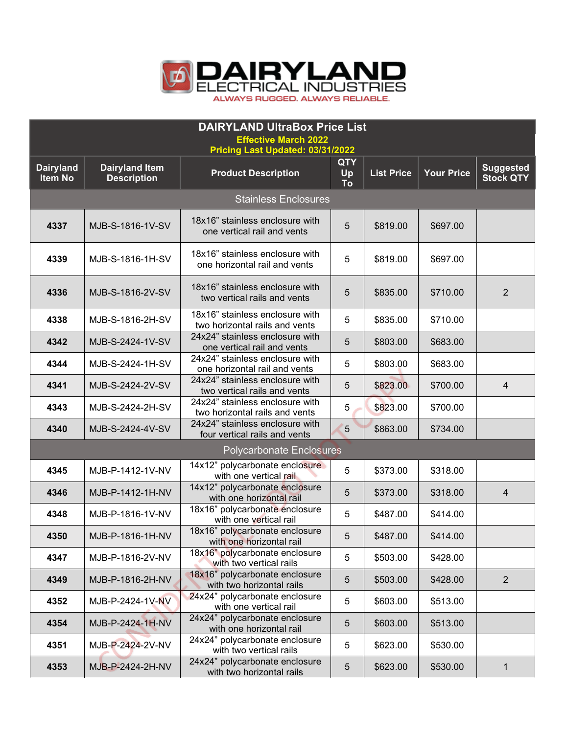# DAIRYLAND ELECTRICAL INDUSTRIES

ALWAYS RUGGED. ALWAYS RELIABLE.

| DAIRYLAND UltraBox Price List<br>Effective March 2022<br>Pricing Last Updated: 03/31/2022 | | | | | | |
|---|---|---|---|---|---|---|
| **Dairyland Item No** | **Dairyland Item Description** | **Product Description** | **QTY Up To** | **List Price** | **Your Price** | **Suggested Stock QTY** |
| Stainless Enclosures | | | | | | |
| **4337** | MJB-S-1816-1V-SV | 18x16" stainless enclosure with one vertical rail and vents | 5 | $819.00 | $697.00 | |
| **4339** | MJB-S-1816-1H-SV | 18x16" stainless enclosure with one horizontal rail and vents | 5 | $819.00 | $697.00 | |
| **4336** | MJB-S-1816-2V-SV | 18x16" stainless enclosure with two vertical rails and vents | 5 | $835.00 | $710.00 | 2 |
| **4338** | MJB-S-1816-2H-SV | 18x16" stainless enclosure with two horizontal rails and vents | 5 | $835.00 | $710.00 | |
| **4342** | MJB-S-2424-1V-SV | 24x24" stainless enclosure with one vertical rail and vents | 5 | $803.00 | $683.00 | |
| **4344** | MJB-S-2424-1H-SV | 24x24" stainless enclosure with one horizontal rail and vents | 5 | $803.00 | $683.00 | |
| **4341** | MJB-S-2424-2V-SV | 24x24" stainless enclosure with two vertical rails and vents | 5 | $823.00 | $700.00 | 4 |
| **4343** | MJB-S-2424-2H-SV | 24x24" stainless enclosure with two horizontal rails and vents | 5 | $823.00 | $700.00 | |
| **4340** | MJB-S-2424-4V-SV | 24x24" stainless enclosure with four vertical rails and vents | 5 | $863.00 | $734.00 | |
| Polycarbonate Enclosures | | | | | | |
| **4345** | MJB-P-1412-1V-NV | 14x12" polycarbonate enclosure with one vertical rail | 5 | $373.00 | $318.00 | |
| **4346** | MJB-P-1412-1H-NV | 14x12" polycarbonate enclosure with one horizontal rail | 5 | $373.00 | $318.00 | 4 |
| **4348** | MJB-P-1816-1V-NV | 18x16" polycarbonate enclosure with one vertical rail | 5 | $487.00 | $414.00 | |
| **4350** | MJB-P-1816-1H-NV | 18x16" polycarbonate enclosure with one horizontal rail | 5 | $487.00 | $414.00 | |
| **4347** | MJB-P-1816-2V-NV | 18x16" polycarbonate enclosure with two vertical rails | 5 | $503.00 | $428.00 | |
| **4349** | MJB-P-1816-2H-NV | 18x16" polycarbonate enclosure with two horizontal rails | 5 | $503.00 | $428.00 | 2 |
| **4352** | MJB-P-2424-1V-NV | 24x24" polycarbonate enclosure with one vertical rail | 5 | $603.00 | $513.00 | |
| **4354** | MJB-P-2424-1H-NV | 24x24" polycarbonate enclosure with one horizontal rail | 5 | $603.00 | $513.00 | |
| **4351** | MJB-P-2424-2V-NV | 24x24" polycarbonate enclosure with two vertical rails | 5 | $623.00 | $530.00 | |
| **4353** | MJB-P-2424-2H-NV | 24x24" polycarbonate enclosure with two horizontal rails | 5 | $623.00 | $530.00 | 1 |

CONFIDENTIAL - DO NOT COPY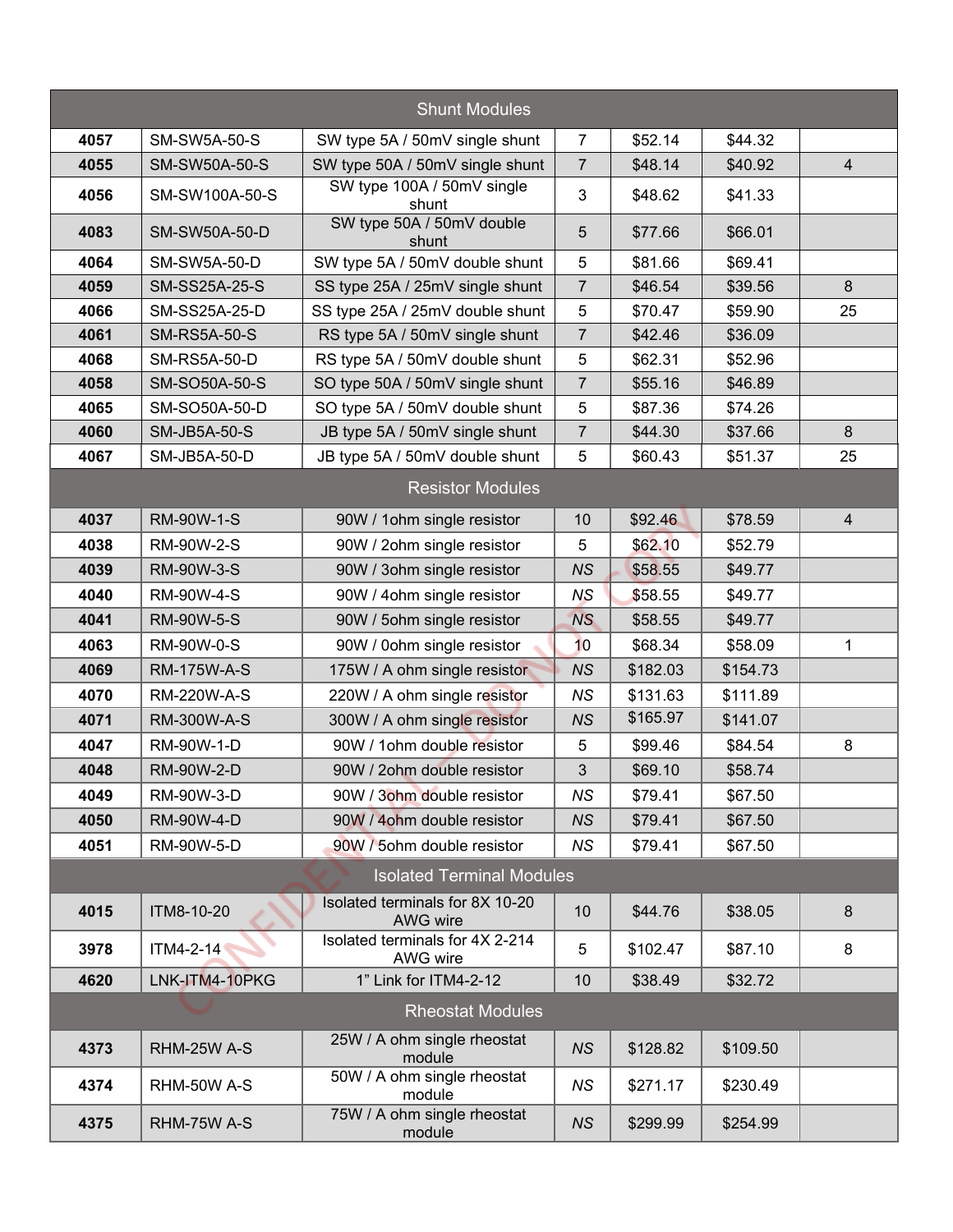| | | | | | | |
|---|---|---|---|---|---|---|
| **Shunt Modules** | | | | | | |
| **4057** | SM-SW5A-50-S | SW type 5A / 50mV single shunt | 7 | $52.14 | $44.32 | |
| **4055** | SM-SW50A-50-S | SW type 50A / 50mV single shunt | 7 | $48.14 | $40.92 | 4 |
| **4056** | SM-SW100A-50-S | SW type 100A / 50mV single shunt | 3 | $48.62 | $41.33 | |
| **4083** | SM-SW50A-50-D | SW type 50A / 50mV double shunt | 5 | $77.66 | $66.01 | |
| **4064** | SM-SW5A-50-D | SW type 5A / 50mV double shunt | 5 | $81.66 | $69.41 | |
| **4059** | SM-SS25A-25-S | SS type 25A / 25mV single shunt | 7 | $46.54 | $39.56 | 8 |
| **4066** | SM-SS25A-25-D | SS type 25A / 25mV double shunt | 5 | $70.47 | $59.90 | 25 |
| **4061** | SM-RS5A-50-S | RS type 5A / 50mV single shunt | 7 | $42.46 | $36.09 | |
| **4068** | SM-RS5A-50-D | RS type 5A / 50mV double shunt | 5 | $62.31 | $52.96 | |
| **4058** | SM-SO50A-50-S | SO type 50A / 50mV single shunt | 7 | $55.16 | $46.89 | |
| **4065** | SM-SO50A-50-D | SO type 5A / 50mV double shunt | 5 | $87.36 | $74.26 | |
| **4060** | SM-JB5A-50-S | JB type 5A / 50mV single shunt | 7 | $44.30 | $37.66 | 8 |
| **4067** | SM-JB5A-50-D | JB type 5A / 50mV double shunt | 5 | $60.43 | $51.37 | 25 |
| **Resistor Modules** | | | | | | |
| **4037** | RM-90W-1-S | 90W / 1ohm single resistor | 10 | $92.46 | $78.59 | 4 |
| **4038** | RM-90W-2-S | 90W / 2ohm single resistor | 5 | $62.10 | $52.79 | |
| **4039** | RM-90W-3-S | 90W / 3ohm single resistor | *NS* | $58.55 | $49.77 | |
| **4040** | RM-90W-4-S | 90W / 4ohm single resistor | *NS* | $58.55 | $49.77 | |
| **4041** | RM-90W-5-S | 90W / 5ohm single resistor | *NS* | $58.55 | $49.77 | |
| **4063** | RM-90W-0-S | 90W / 0ohm single resistor | 10 | $68.34 | $58.09 | 1 |
| **4069** | RM-175W-A-S | 175W / A ohm single resistor | *NS* | $182.03 | $154.73 | |
| **4070** | RM-220W-A-S | 220W / A ohm single resistor | *NS* | $131.63 | $111.89 | |
| **4071** | RM-300W-A-S | 300W / A ohm single resistor | *NS* | $165.97 | $141.07 | |
| **4047** | RM-90W-1-D | 90W / 1ohm double resistor | 5 | $99.46 | $84.54 | 8 |
| **4048** | RM-90W-2-D | 90W / 2ohm double resistor | 3 | $69.10 | $58.74 | |
| **4049** | RM-90W-3-D | 90W / 3ohm double resistor | *NS* | $79.41 | $67.50 | |
| **4050** | RM-90W-4-D | 90W / 4ohm double resistor | *NS* | $79.41 | $67.50 | |
| **4051** | RM-90W-5-D | 90W / 5ohm double resistor | *NS* | $79.41 | $67.50 | |
| **Isolated Terminal Modules** | | | | | | |
| **4015** | ITM8-10-20 | Isolated terminals for 8X 10-20 AWG wire | 10 | $44.76 | $38.05 | 8 |
| **3978** | ITM4-2-14 | Isolated terminals for 4X 2-214 AWG wire | 5 | $102.47 | $87.10 | 8 |
| **4620** | LNK-ITM4-10PKG | 1" Link for ITM4-2-12 | 10 | $38.49 | $32.72 | |
| **Rheostat Modules** | | | | | | |
| **4373** | RHM-25W A-S | 25W / A ohm single rheostat module | *NS* | $128.82 | $109.50 | |
| **4374** | RHM-50W A-S | 50W / A ohm single rheostat module | *NS* | $271.17 | $230.49 | |
| **4375** | RHM-75W A-S | 75W / A ohm single rheostat module | *NS* | $299.99 | $254.99 | |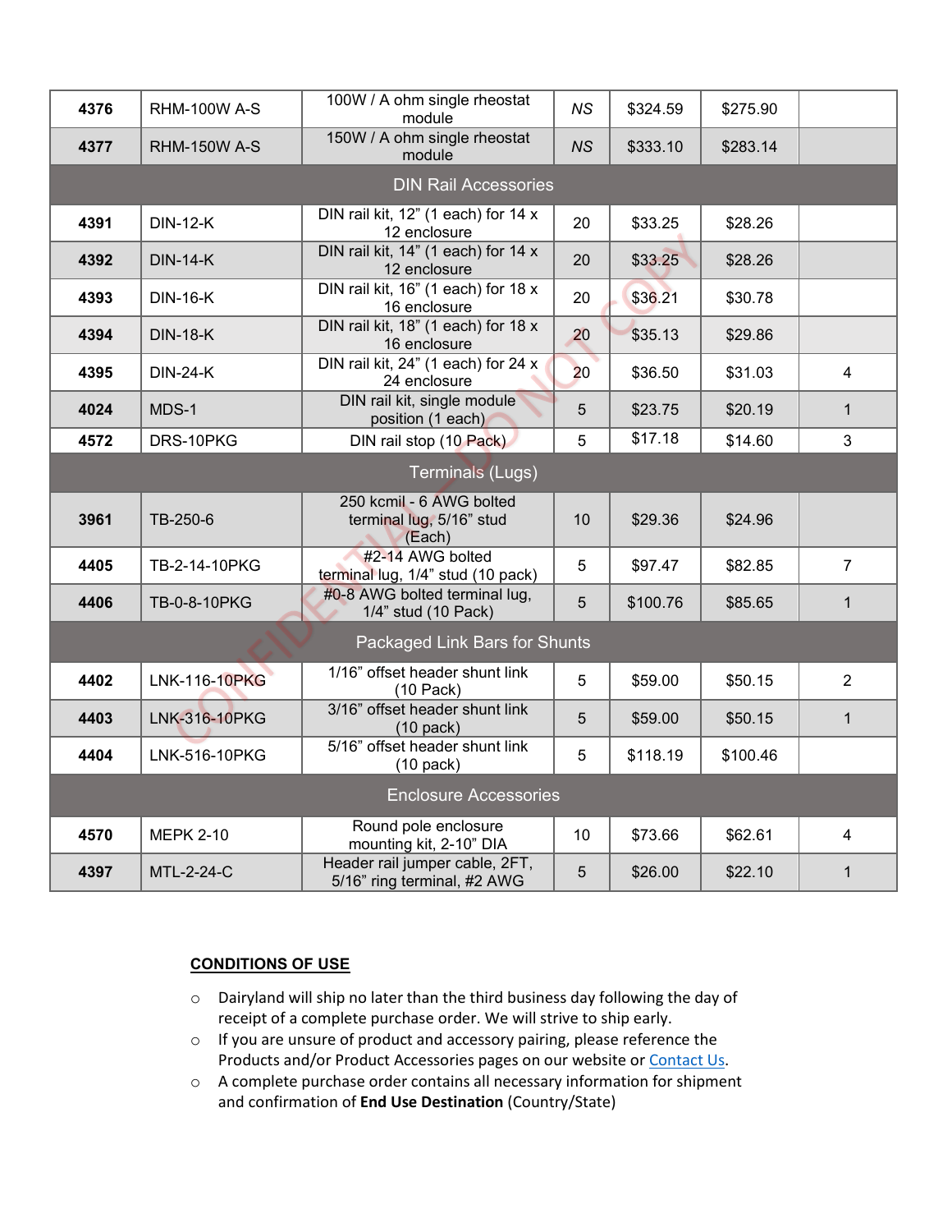| | | | | | | |
|---|---|---|---|---|---|---|
| **4376** | RHM-100W A-S | 100W / A ohm single rheostat module | *NS* | $324.59 | $275.90 | |
| **4377** | RHM-150W A-S | 150W / A ohm single rheostat module | *NS* | $333.10 | $283.14 | |
| DIN Rail Accessories | | | | | | |
| **4391** | DIN-12-K | DIN rail kit, 12" (1 each) for 14 x 12 enclosure | 20 | $33.25 | $28.26 | |
| **4392** | DIN-14-K | DIN rail kit, 14" (1 each) for 14 x 12 enclosure | 20 | $33.25 | $28.26 | |
| **4393** | DIN-16-K | DIN rail kit, 16" (1 each) for 18 x 16 enclosure | 20 | $36.21 | $30.78 | |
| **4394** | DIN-18-K | DIN rail kit, 18" (1 each) for 18 x 16 enclosure | 20 | $35.13 | $29.86 | |
| **4395** | DIN-24-K | DIN rail kit, 24" (1 each) for 24 x 24 enclosure | 20 | $36.50 | $31.03 | 4 |
| **4024** | MDS-1 | DIN rail kit, single module position (1 each) | 5 | $23.75 | $20.19 | 1 |
| **4572** | DRS-10PKG | DIN rail stop (10 Pack) | 5 | $17.18 | $14.60 | 3 |
| Terminals (Lugs) | | | | | | |
| **3961** | TB-250-6 | 250 kcmil - 6 AWG bolted terminal lug, 5/16" stud (Each) | 10 | $29.36 | $24.96 | |
| **4405** | TB-2-14-10PKG | #2-14 AWG bolted terminal lug, 1/4" stud (10 pack) | 5 | $97.47 | $82.85 | 7 |
| **4406** | TB-0-8-10PKG | #0-8 AWG bolted terminal lug, 1/4" stud (10 Pack) | 5 | $100.76 | $85.65 | 1 |
| Packaged Link Bars for Shunts | | | | | | |
| **4402** | LNK-116-10PKG | 1/16" offset header shunt link (10 Pack) | 5 | $59.00 | $50.15 | 2 |
| **4403** | LNK-316-10PKG | 3/16" offset header shunt link (10 pack) | 5 | $59.00 | $50.15 | 1 |
| **4404** | LNK-516-10PKG | 5/16" offset header shunt link (10 pack) | 5 | $118.19 | $100.46 | |
| Enclosure Accessories | | | | | | |
| **4570** | MEPK 2-10 | Round pole enclosure mounting kit, 2-10" DIA | 10 | $73.66 | $62.61 | 4 |
| **4397** | MTL-2-24-C | Header rail jumper cable, 2FT, 5/16" ring terminal, #2 AWG | 5 | $26.00 | $22.10 | 1 |

**CONDITIONS OF USE**

- Dairyland will ship no later than the third business day following the day of receipt of a complete purchase order. We will strive to ship early.
- If you are unsure of product and accessory pairing, please reference the Products and/or Product Accessories pages on our website or Contact Us.
- A complete purchase order contains all necessary information for shipment and confirmation of **End Use Destination** (Country/State)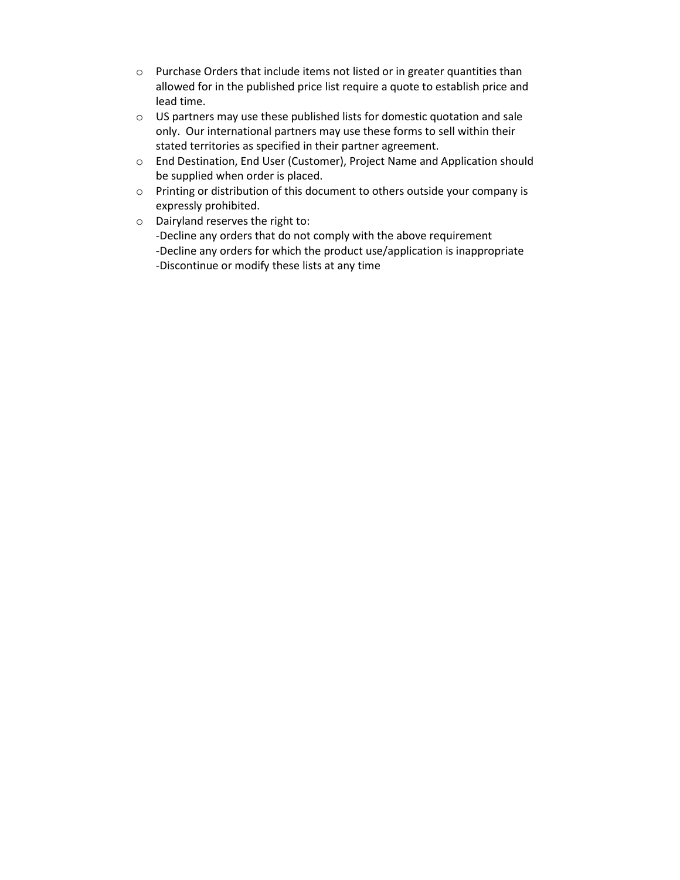- Purchase Orders that include items not listed or in greater quantities than allowed for in the published price list require a quote to establish price and lead time.
- US partners may use these published lists for domestic quotation and sale only. Our international partners may use these forms to sell within their stated territories as specified in their partner agreement.
- End Destination, End User (Customer), Project Name and Application should be supplied when order is placed.
- Printing or distribution of this document to others outside your company is expressly prohibited.
- Dairyland reserves the right to:
  -Decline any orders that do not comply with the above requirement
  -Decline any orders for which the product use/application is inappropriate
  -Discontinue or modify these lists at any time